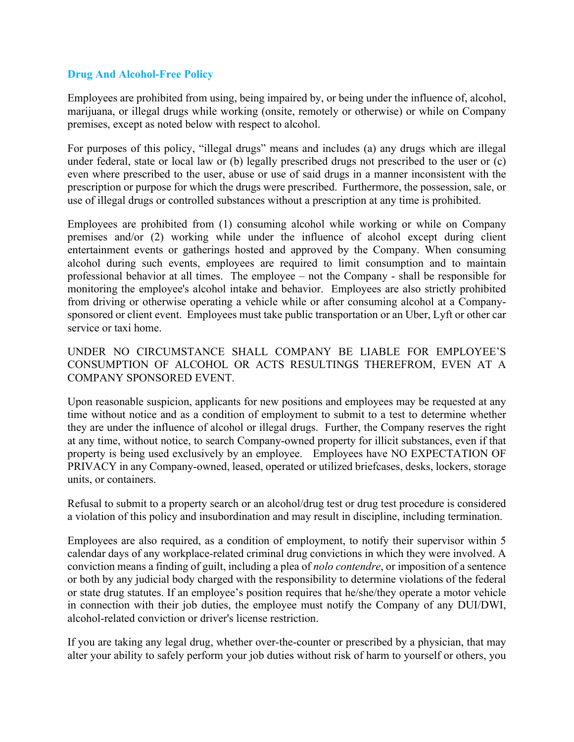## Drug And Alcohol-Free Policy

Employees are prohibited from using, being impaired by, or being under the influence of, alcohol, marijuana, or illegal drugs while working (onsite, remotely or otherwise) or while on Company premises, except as noted below with respect to alcohol.

For purposes of this policy, "illegal drugs" means and includes (a) any drugs which are illegal under federal, state or local law or (b) legally prescribed drugs not prescribed to the user or (c) even where prescribed to the user, abuse or use of said drugs in a manner inconsistent with the prescription or purpose for which the drugs were prescribed. Furthermore, the possession, sale, or use of illegal drugs or controlled substances without a prescription at any time is prohibited.

Employees are prohibited from (1) consuming alcohol while working or while on Company premises and/or (2) working while under the influence of alcohol except during client entertainment events or gatherings hosted and approved by the Company. When consuming alcohol during such events, employees are required to limit consumption and to maintain professional behavior at all times. The employee – not the Company - shall be responsible for monitoring the employee's alcohol intake and behavior. Employees are also strictly prohibited from driving or otherwise operating a vehicle while or after consuming alcohol at a Company-sponsored or client event. Employees must take public transportation or an Uber, Lyft or other car service or taxi home.

UNDER NO CIRCUMSTANCE SHALL COMPANY BE LIABLE FOR EMPLOYEE'S CONSUMPTION OF ALCOHOL OR ACTS RESULTINGS THEREFROM, EVEN AT A COMPANY SPONSORED EVENT.

Upon reasonable suspicion, applicants for new positions and employees may be requested at any time without notice and as a condition of employment to submit to a test to determine whether they are under the influence of alcohol or illegal drugs. Further, the Company reserves the right at any time, without notice, to search Company-owned property for illicit substances, even if that property is being used exclusively by an employee. Employees have NO EXPECTATION OF PRIVACY in any Company-owned, leased, operated or utilized briefcases, desks, lockers, storage units, or containers.

Refusal to submit to a property search or an alcohol/drug test or drug test procedure is considered a violation of this policy and insubordination and may result in discipline, including termination.

Employees are also required, as a condition of employment, to notify their supervisor within 5 calendar days of any workplace-related criminal drug convictions in which they were involved. A conviction means a finding of guilt, including a plea of *nolo contendre*, or imposition of a sentence or both by any judicial body charged with the responsibility to determine violations of the federal or state drug statutes. If an employee's position requires that he/she/they operate a motor vehicle in connection with their job duties, the employee must notify the Company of any DUI/DWI, alcohol-related conviction or driver's license restriction.

If you are taking any legal drug, whether over-the-counter or prescribed by a physician, that may alter your ability to safely perform your job duties without risk of harm to yourself or others, you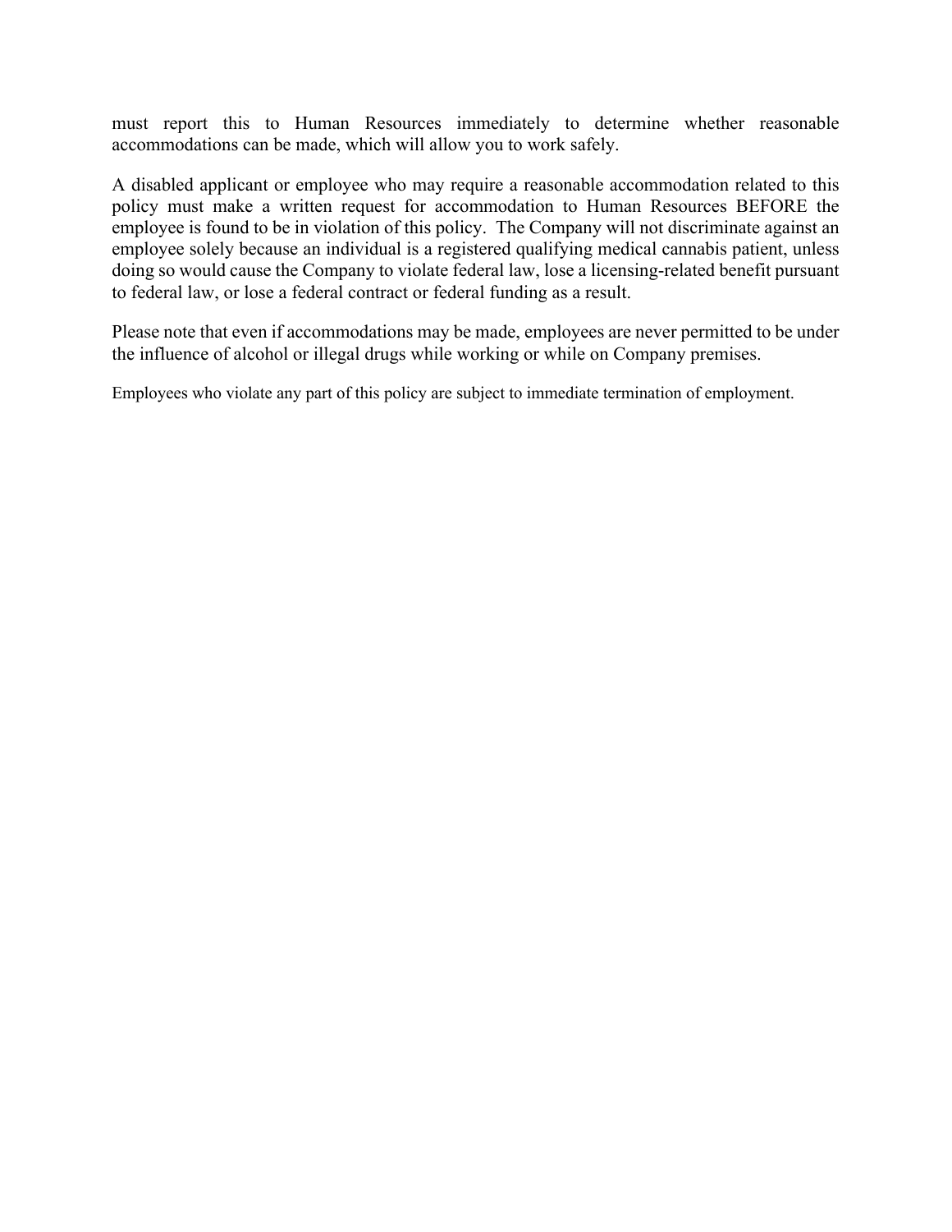must report this to Human Resources immediately to determine whether reasonable accommodations can be made, which will allow you to work safely.

A disabled applicant or employee who may require a reasonable accommodation related to this policy must make a written request for accommodation to Human Resources BEFORE the employee is found to be in violation of this policy. The Company will not discriminate against an employee solely because an individual is a registered qualifying medical cannabis patient, unless doing so would cause the Company to violate federal law, lose a licensing-related benefit pursuant to federal law, or lose a federal contract or federal funding as a result.

Please note that even if accommodations may be made, employees are never permitted to be under the influence of alcohol or illegal drugs while working or while on Company premises.

Employees who violate any part of this policy are subject to immediate termination of employment.